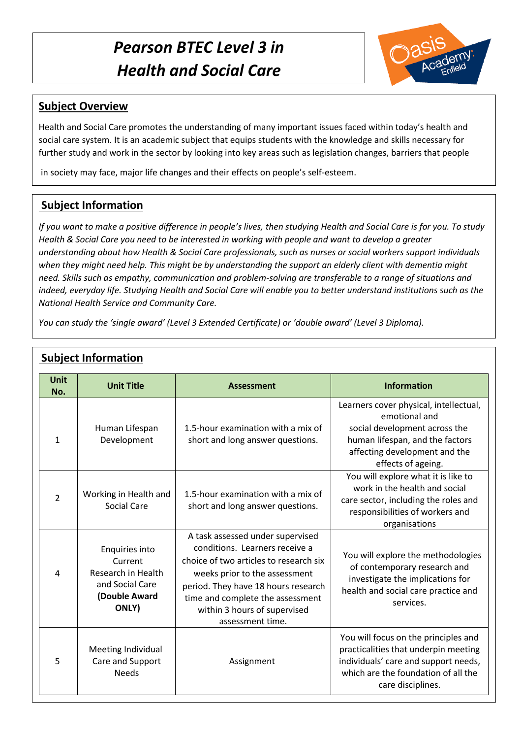# *Pearson BTEC Level 3 in Health and Social Care*

## Subject Overview

Health and Social Care promotes the understanding of many important issues faced within today's health and social care system. It is an academic subject that equips students with the knowledge and skills necessary for further study and work in the sector by looking into key areas such as legislation changes, barriers that people in society may face, major life changes and their effects on people's self-esteem.

## Subject Information

*If you want to make a positive difference in people's lives, then studying Health and Social Care is for you. To study Health & Social Care you need to be interested in working with people and want to develop a greater understanding about how Health & Social Care professionals, such as nurses or social workers support individuals when they might need help. This might be by understanding the support an elderly client with dementia might need. Skills such as empathy, communication and problem-solving are transferable to a range of situations and indeed, everyday life. Studying Health and Social Care will enable you to better understand institutions such as the National Health Service and Community Care.*

*You can study the 'single award' (Level 3 Extended Certificate) or 'double award' (Level 3 Diploma).*

## Subject Information

| Unit No. | Unit Title | Assessment | Information |
|---|---|---|---|
| 1 | Human Lifespan Development | 1.5-hour examination with a mix of short and long answer questions. | Learners cover physical, intellectual, emotional and social development across the human lifespan, and the factors affecting development and the effects of ageing. |
| 2 | Working in Health and Social Care | 1.5-hour examination with a mix of short and long answer questions. | You will explore what it is like to work in the health and social care sector, including the roles and responsibilities of workers and organisations |
| 4 | Enquiries into Current Research in Health and Social Care **(Double Award ONLY)** | A task assessed under supervised conditions. Learners receive a choice of two articles to research six weeks prior to the assessment period. They have 18 hours research time and complete the assessment within 3 hours of supervised assessment time. | You will explore the methodologies of contemporary research and investigate the implications for health and social care practice and services. |
| 5 | Meeting Individual Care and Support Needs | Assignment | You will focus on the principles and practicalities that underpin meeting individuals' care and support needs, which are the foundation of all the care disciplines. |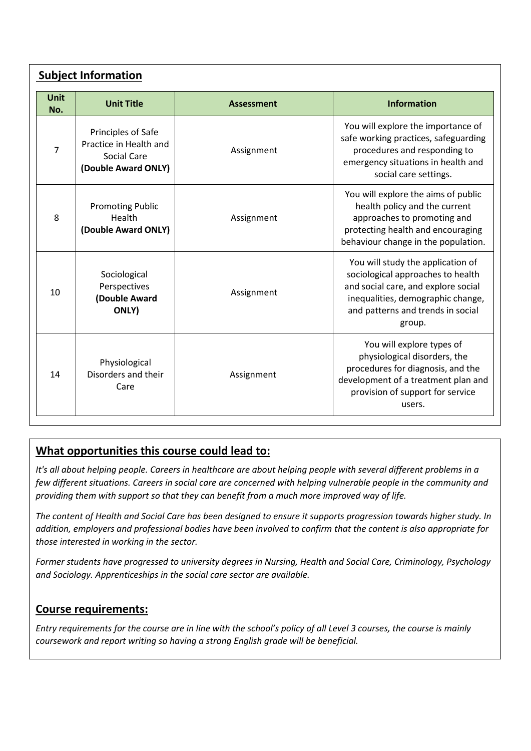## Subject Information

| Unit No. | Unit Title | Assessment | Information |
|---|---|---|---|
| 7 | Principles of Safe Practice in Health and Social Care **(Double Award ONLY)** | Assignment | You will explore the importance of safe working practices, safeguarding procedures and responding to emergency situations in health and social care settings. |
| 8 | Promoting Public Health **(Double Award ONLY)** | Assignment | You will explore the aims of public health policy and the current approaches to promoting and protecting health and encouraging behaviour change in the population. |
| 10 | Sociological Perspectives **(Double Award ONLY)** | Assignment | You will study the application of sociological approaches to health and social care, and explore social inequalities, demographic change, and patterns and trends in social group. |
| 14 | Physiological Disorders and their Care | Assignment | You will explore types of physiological disorders, the procedures for diagnosis, and the development of a treatment plan and provision of support for service users. |

## What opportunities this course could lead to:

*It's all about helping people. Careers in healthcare are about helping people with several different problems in a few different situations. Careers in social care are concerned with helping vulnerable people in the community and providing them with support so that they can benefit from a much more improved way of life.*

*The content of Health and Social Care has been designed to ensure it supports progression towards higher study. In addition, employers and professional bodies have been involved to confirm that the content is also appropriate for those interested in working in the sector.*

*Former students have progressed to university degrees in Nursing, Health and Social Care, Criminology, Psychology and Sociology. Apprenticeships in the social care sector are available.*

## Course requirements:

*Entry requirements for the course are in line with the school's policy of all Level 3 courses, the course is mainly coursework and report writing so having a strong English grade will be beneficial.*